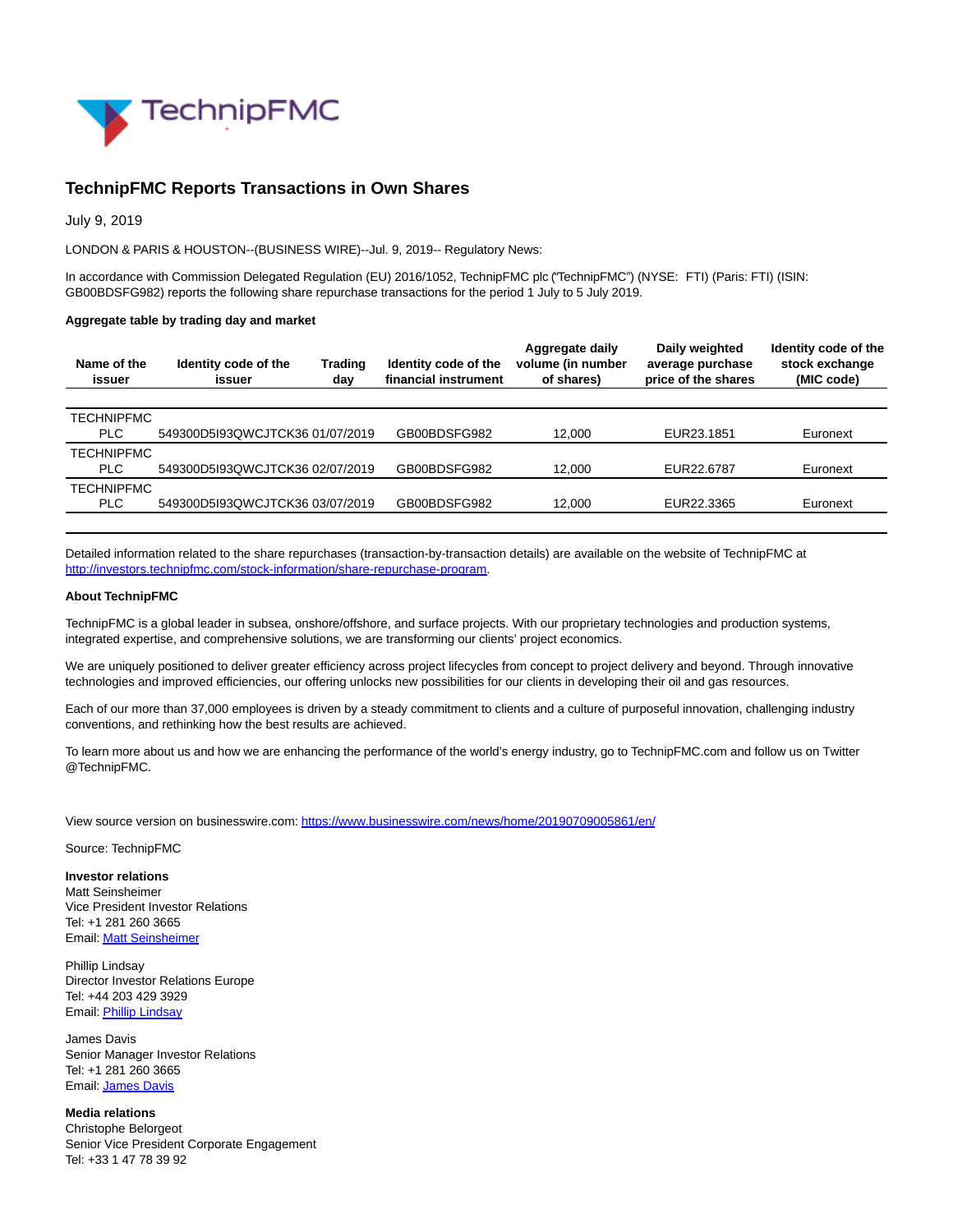# TechnipFMC Reports Transactions in Own Shares

July 9, 2019

LONDON & PARIS & HOUSTON--(BUSINESS WIRE)--Jul. 9, 2019-- Regulatory News:

In accordance with Commission Delegated Regulation (EU) 2016/1052, TechnipFMC plc ("TechnipFMC") (NYSE: FTI) (Paris: FTI) (ISIN: GB00BDSFG982) reports the following share repurchase transactions for the period 1 July to 5 July 2019.

**Aggregate table by trading day and market**

| Name of the issuer | Identity code of the issuer | Trading day | Identity code of the financial instrument | Aggregate daily volume (in number of shares) | Daily weighted average purchase price of the shares | Identity code of the stock exchange (MIC code) |
|---|---|---|---|---|---|---|
| TECHNIPFMC PLC | 549300D5I93QWCJTCK36 | 01/07/2019 | GB00BDSFG982 | 12,000 | EUR23.1851 | Euronext |
| TECHNIPFMC PLC | 549300D5I93QWCJTCK36 | 02/07/2019 | GB00BDSFG982 | 12,000 | EUR22.6787 | Euronext |
| TECHNIPFMC PLC | 549300D5I93QWCJTCK36 | 03/07/2019 | GB00BDSFG982 | 12,000 | EUR22.3365 | Euronext |

Detailed information related to the share repurchases (transaction-by-transaction details) are available on the website of TechnipFMC at http://investors.technipfmc.com/stock-information/share-repurchase-program.

**About TechnipFMC**

TechnipFMC is a global leader in subsea, onshore/offshore, and surface projects. With our proprietary technologies and production systems, integrated expertise, and comprehensive solutions, we are transforming our clients' project economics.

We are uniquely positioned to deliver greater efficiency across project lifecycles from concept to project delivery and beyond. Through innovative technologies and improved efficiencies, our offering unlocks new possibilities for our clients in developing their oil and gas resources.

Each of our more than 37,000 employees is driven by a steady commitment to clients and a culture of purposeful innovation, challenging industry conventions, and rethinking how the best results are achieved.

To learn more about us and how we are enhancing the performance of the world's energy industry, go to TechnipFMC.com and follow us on Twitter @TechnipFMC.

View source version on businesswire.com: https://www.businesswire.com/news/home/20190709005861/en/

Source: TechnipFMC

**Investor relations**
Matt Seinsheimer
Vice President Investor Relations
Tel: +1 281 260 3665
Email: Matt Seinsheimer

Phillip Lindsay
Director Investor Relations Europe
Tel: +44 203 429 3929
Email: Phillip Lindsay

James Davis
Senior Manager Investor Relations
Tel: +1 281 260 3665
Email: James Davis

**Media relations**
Christophe Belorgeot
Senior Vice President Corporate Engagement
Tel: +33 1 47 78 39 92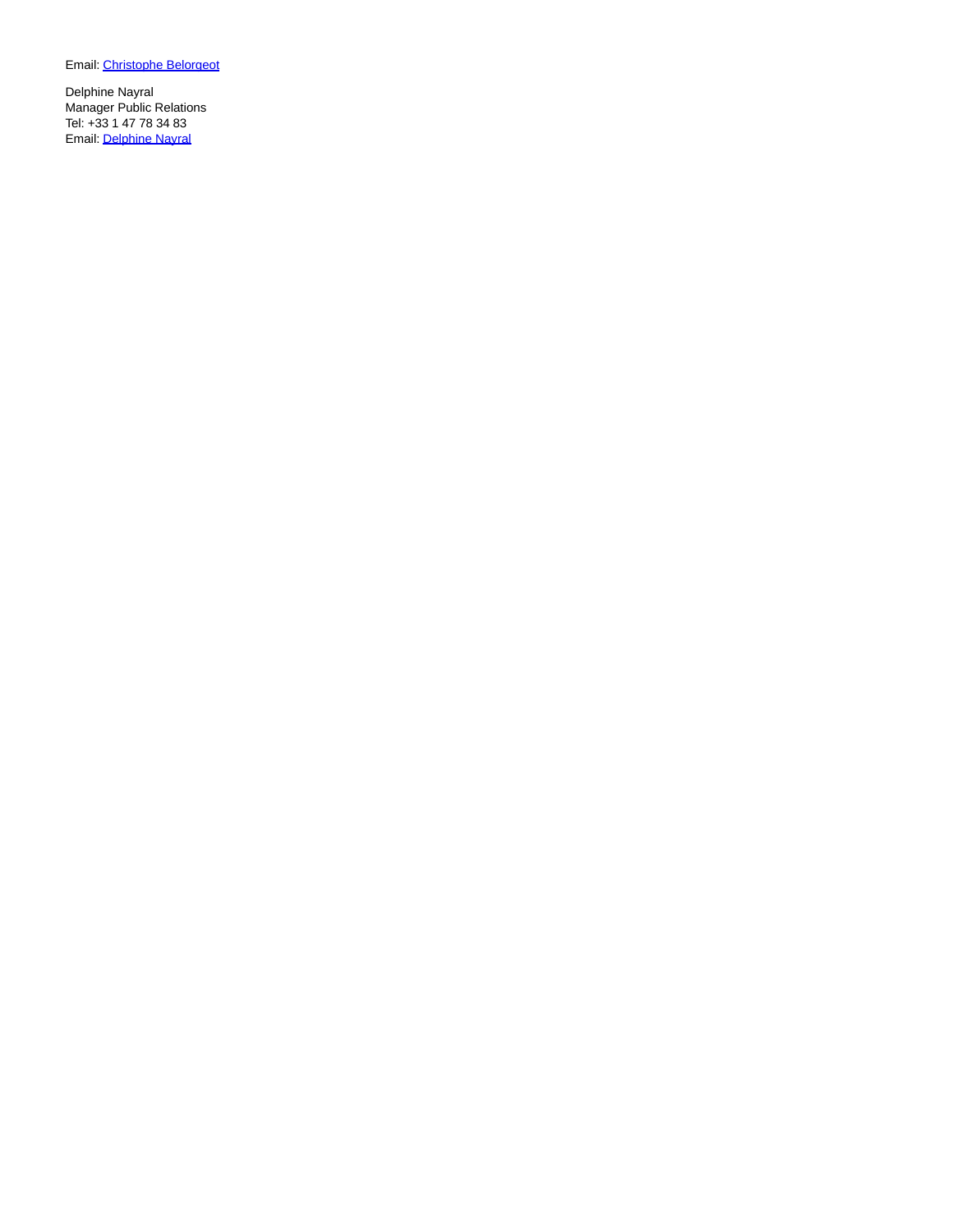Email: [Christophe Belorgeot]

Delphine Nayral
Manager Public Relations
Tel: +33 1 47 78 34 83
Email: [Delphine Nayral]